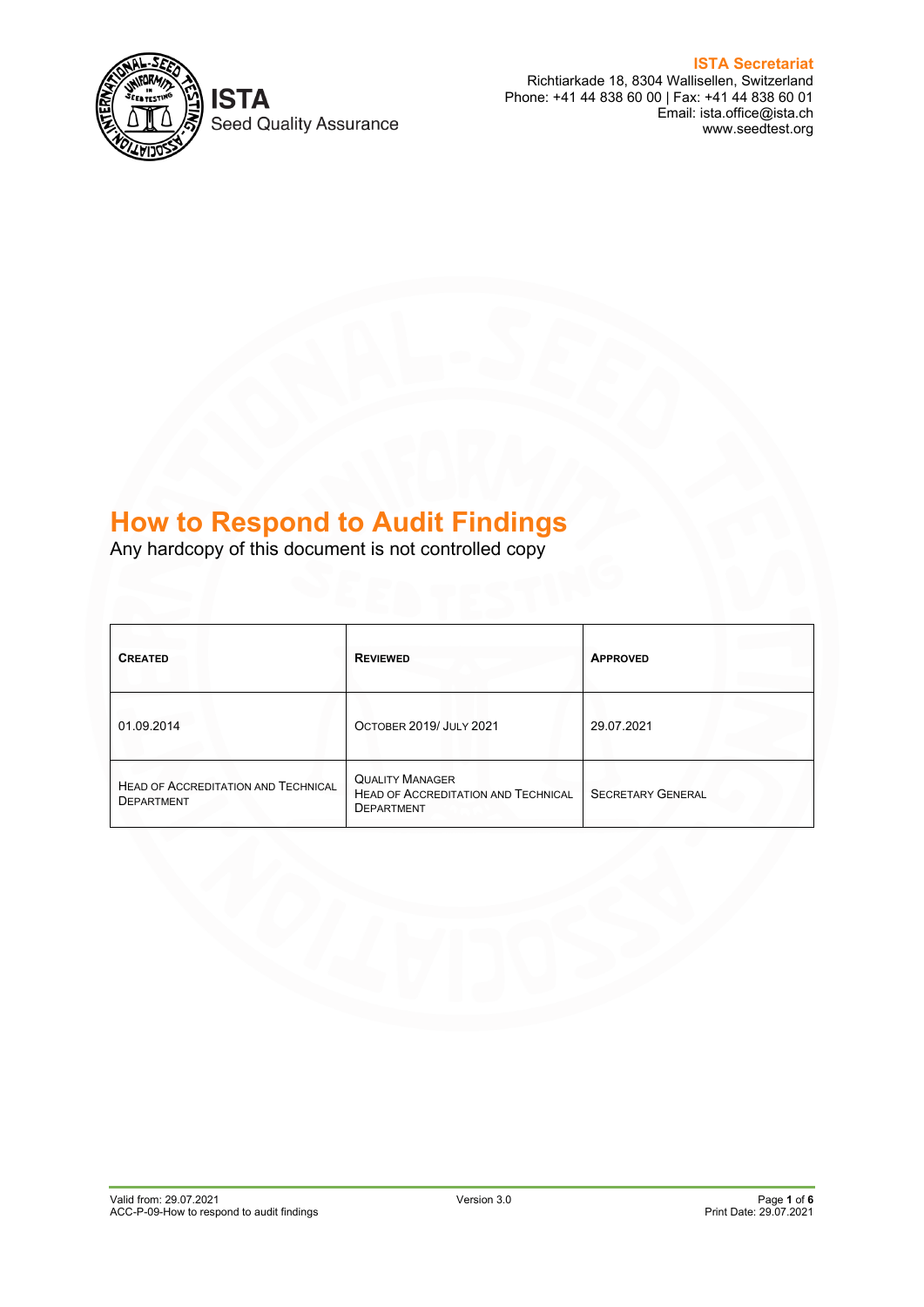**ISTA Secretariat**
Richtiarkade 18, 8304 Wallisellen, Switzerland
Phone: +41 44 838 60 00 | Fax: +41 44 838 60 01
Email: ista.office@ista.ch
www.seedtest.org

ISTA
Seed Quality Assurance

# How to Respond to Audit Findings

Any hardcopy of this document is not controlled copy

| CREATED | REVIEWED | APPROVED |
|---|---|---|
| 01.09.2014 | OCTOBER 2019/ JULY 2021 | 29.07.2021 |
| HEAD OF ACCREDITATION AND TECHNICAL DEPARTMENT | QUALITY MANAGER<br>HEAD OF ACCREDITATION AND TECHNICAL DEPARTMENT | SECRETARY GENERAL |

Valid from: 29.07.2021
ACC-P-09-How to respond to audit findings
Version 3.0
Print Date: 29.07.2021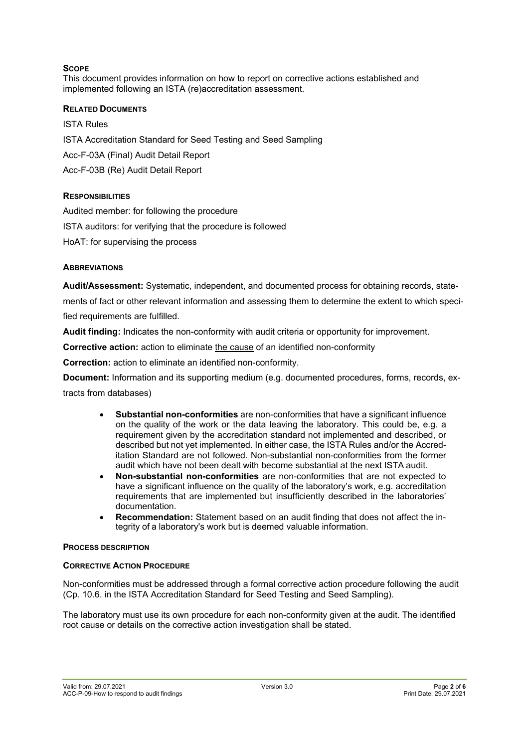## Scope

This document provides information on how to report on corrective actions established and implemented following an ISTA (re)accreditation assessment.

## Related Documents

ISTA Rules

ISTA Accreditation Standard for Seed Testing and Seed Sampling

Acc-F-03A (Final) Audit Detail Report

Acc-F-03B (Re) Audit Detail Report

## Responsibilities

Audited member: for following the procedure

ISTA auditors: for verifying that the procedure is followed

HoAT: for supervising the process

## Abbreviations

**Audit/Assessment:** Systematic, independent, and documented process for obtaining records, statements of fact or other relevant information and assessing them to determine the extent to which specified requirements are fulfilled.

**Audit finding:** Indicates the non-conformity with audit criteria or opportunity for improvement.

**Corrective action:** action to eliminate the cause of an identified non-conformity

**Correction:** action to eliminate an identified non-conformity.

**Document:** Information and its supporting medium (e.g. documented procedures, forms, records, extracts from databases)

- **Substantial non-conformities** are non-conformities that have a significant influence on the quality of the work or the data leaving the laboratory. This could be, e.g. a requirement given by the accreditation standard not implemented and described, or described but not yet implemented. In either case, the ISTA Rules and/or the Accreditation Standard are not followed. Non-substantial non-conformities from the former audit which have not been dealt with become substantial at the next ISTA audit.
- **Non-substantial non-conformities** are non-conformities that are not expected to have a significant influence on the quality of the laboratory's work, e.g. accreditation requirements that are implemented but insufficiently described in the laboratories' documentation.
- **Recommendation:** Statement based on an audit finding that does not affect the integrity of a laboratory's work but is deemed valuable information.

## Process description

### Corrective Action Procedure

Non-conformities must be addressed through a formal corrective action procedure following the audit (Cp. 10.6. in the ISTA Accreditation Standard for Seed Testing and Seed Sampling).

The laboratory must use its own procedure for each non-conformity given at the audit. The identified root cause or details on the corrective action investigation shall be stated.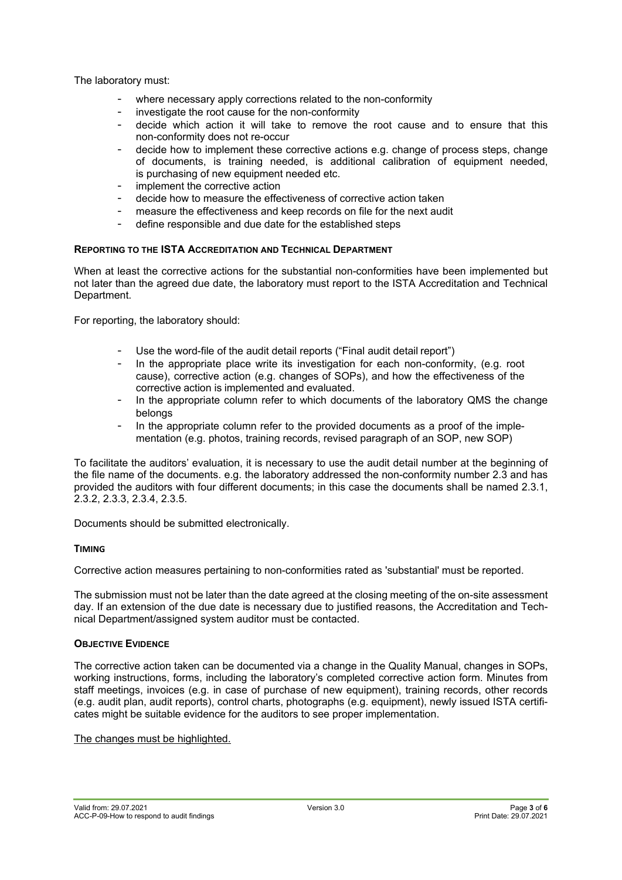The laboratory must:

- where necessary apply corrections related to the non-conformity
- investigate the root cause for the non-conformity
- decide which action it will take to remove the root cause and to ensure that this non-conformity does not re-occur
- decide how to implement these corrective actions e.g. change of process steps, change of documents, is training needed, is additional calibration of equipment needed, is purchasing of new equipment needed etc.
- implement the corrective action
- decide how to measure the effectiveness of corrective action taken
- measure the effectiveness and keep records on file for the next audit
- define responsible and due date for the established steps

### REPORTING TO THE ISTA ACCREDITATION AND TECHNICAL DEPARTMENT

When at least the corrective actions for the substantial non-conformities have been implemented but not later than the agreed due date, the laboratory must report to the ISTA Accreditation and Technical Department.

For reporting, the laboratory should:

- Use the word-file of the audit detail reports ("Final audit detail report")
- In the appropriate place write its investigation for each non-conformity, (e.g. root cause), corrective action (e.g. changes of SOPs), and how the effectiveness of the corrective action is implemented and evaluated.
- In the appropriate column refer to which documents of the laboratory QMS the change belongs
- In the appropriate column refer to the provided documents as a proof of the implementation (e.g. photos, training records, revised paragraph of an SOP, new SOP)

To facilitate the auditors' evaluation, it is necessary to use the audit detail number at the beginning of the file name of the documents. e.g. the laboratory addressed the non-conformity number 2.3 and has provided the auditors with four different documents; in this case the documents shall be named 2.3.1, 2.3.2, 2.3.3, 2.3.4, 2.3.5.

Documents should be submitted electronically.

### TIMING

Corrective action measures pertaining to non-conformities rated as 'substantial' must be reported.

The submission must not be later than the date agreed at the closing meeting of the on-site assessment day. If an extension of the due date is necessary due to justified reasons, the Accreditation and Technical Department/assigned system auditor must be contacted.

### OBJECTIVE EVIDENCE

The corrective action taken can be documented via a change in the Quality Manual, changes in SOPs, working instructions, forms, including the laboratory's completed corrective action form. Minutes from staff meetings, invoices (e.g. in case of purchase of new equipment), training records, other records (e.g. audit plan, audit reports), control charts, photographs (e.g. equipment), newly issued ISTA certificates might be suitable evidence for the auditors to see proper implementation.

<u>The changes must be highlighted.</u>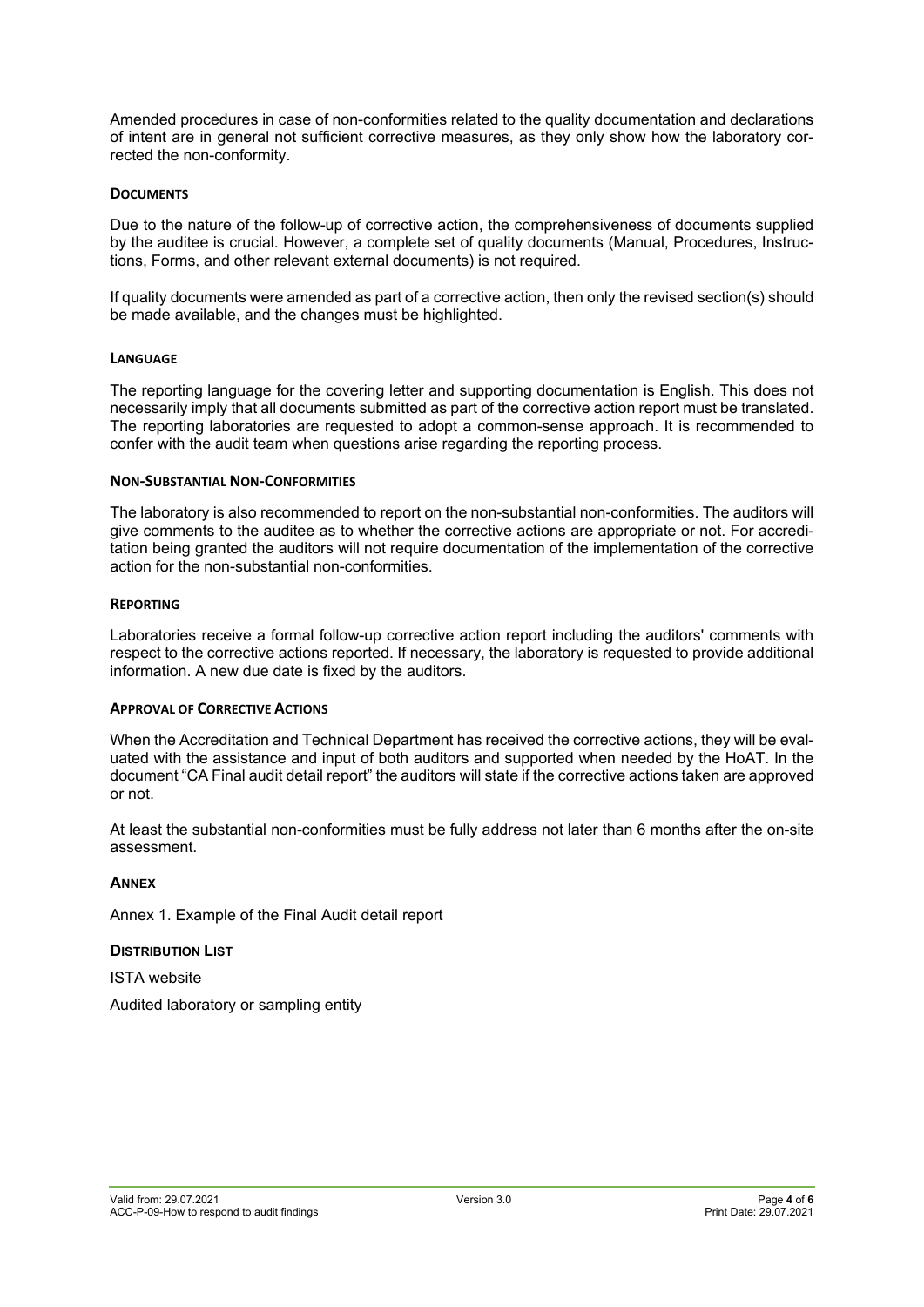Amended procedures in case of non-conformities related to the quality documentation and declarations of intent are in general not sufficient corrective measures, as they only show how the laboratory corrected the non-conformity.

### DOCUMENTS

Due to the nature of the follow-up of corrective action, the comprehensiveness of documents supplied by the auditee is crucial. However, a complete set of quality documents (Manual, Procedures, Instructions, Forms, and other relevant external documents) is not required.

If quality documents were amended as part of a corrective action, then only the revised section(s) should be made available, and the changes must be highlighted.

### LANGUAGE

The reporting language for the covering letter and supporting documentation is English. This does not necessarily imply that all documents submitted as part of the corrective action report must be translated. The reporting laboratories are requested to adopt a common-sense approach. It is recommended to confer with the audit team when questions arise regarding the reporting process.

### NON-SUBSTANTIAL NON-CONFORMITIES

The laboratory is also recommended to report on the non-substantial non-conformities. The auditors will give comments to the auditee as to whether the corrective actions are appropriate or not. For accreditation being granted the auditors will not require documentation of the implementation of the corrective action for the non-substantial non-conformities.

### REPORTING

Laboratories receive a formal follow-up corrective action report including the auditors' comments with respect to the corrective actions reported. If necessary, the laboratory is requested to provide additional information. A new due date is fixed by the auditors.

### APPROVAL OF CORRECTIVE ACTIONS

When the Accreditation and Technical Department has received the corrective actions, they will be evaluated with the assistance and input of both auditors and supported when needed by the HoAT. In the document "CA Final audit detail report" the auditors will state if the corrective actions taken are approved or not.

At least the substantial non-conformities must be fully address not later than 6 months after the on-site assessment.

### ANNEX

Annex 1. Example of the Final Audit detail report

### DISTRIBUTION LIST

ISTA website

Audited laboratory or sampling entity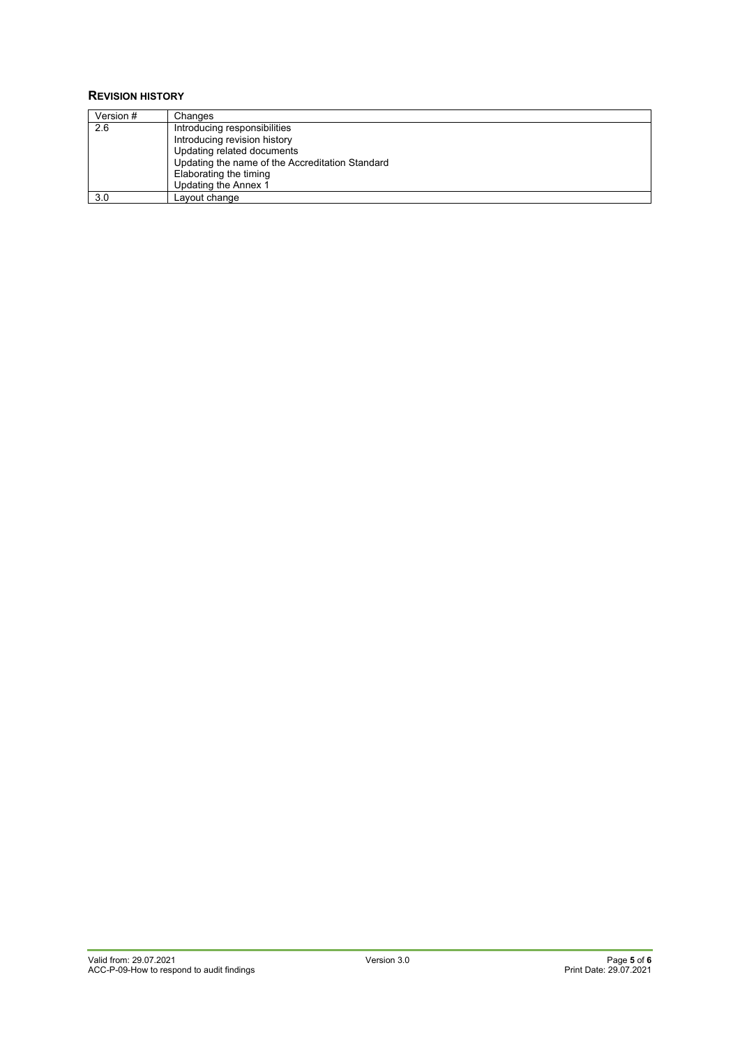## REVISION HISTORY

| Version # | Changes |
|---|---|
| 2.6 | Introducing responsibilities<br>Introducing revision history<br>Updating related documents<br>Updating the name of the Accreditation Standard<br>Elaborating the timing<br>Updating the Annex 1 |
| 3.0 | Layout change |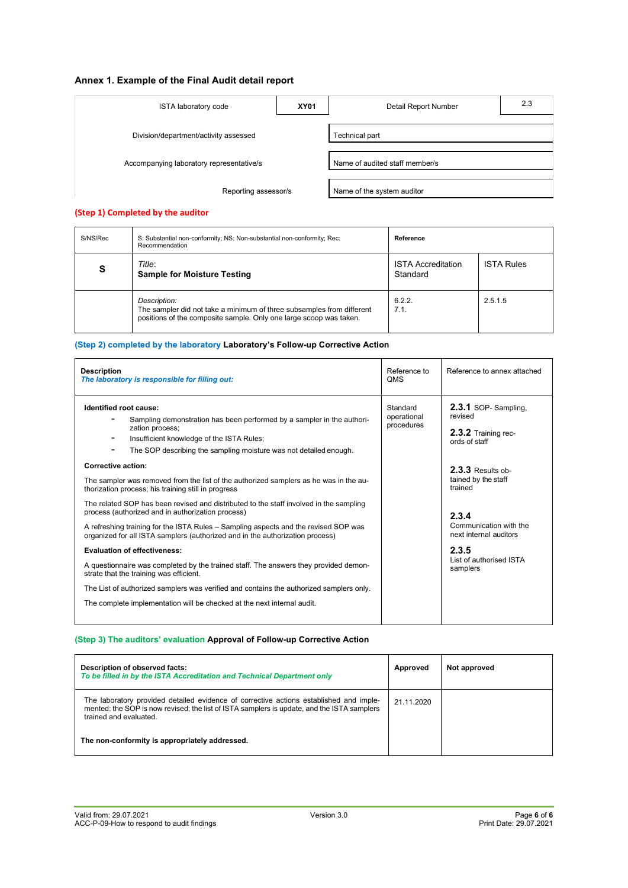## Annex 1. Example of the Final Audit detail report

| | | | |
|---|---|---|---|
| ISTA laboratory code | XY01 | Detail Report Number | 2.3 |
| Division/department/activity assessed | | Technical part | |
| Accompanying laboratory representative/s | | Name of audited staff member/s | |
| Reporting assessor/s | | Name of the system auditor | |

**(Step 1) Completed by the auditor**

| S/NS/Rec | S: Substantial non-conformity; NS: Non-substantial non-conformity; Rec: Recommendation | **Reference** | |
|---|---|---|---|
| **S** | *Title*:<br>**Sample for Moisture Testing** | ISTA Accreditation Standard | ISTA Rules |
| | *Description:*<br>The sampler did not take a minimum of three subsamples from different positions of the composite sample. Only one large scoop was taken. | 6.2.2.<br>7.1. | 2.5.1.5 |

**(Step 2) completed by the laboratory Laboratory's Follow-up Corrective Action**

| **Description**<br>***The laboratory is responsible for filling out:*** | Reference to QMS | Reference to annex attached |
|---|---|---|
| **Identified root cause:**<br>- Sampling demonstration has been performed by a sampler in the authorization process;<br>- Insufficient knowledge of the ISTA Rules;<br>- The SOP describing the sampling moisture was not detailed enough.<br><br>**Corrective action:**<br>The sampler was removed from the list of the authorized samplers as he was in the authorization process; his training still in progress<br><br>The related SOP has been revised and distributed to the staff involved in the sampling process (authorized and in authorization process)<br><br>A refreshing training for the ISTA Rules – Sampling aspects and the revised SOP was organized for all ISTA samplers (authorized and in the authorization process)<br><br>**Evaluation of effectiveness:**<br>A questionnaire was completed by the trained staff. The answers they provided demonstrate that the training was efficient.<br><br>The List of authorized samplers was verified and contains the authorized samplers only.<br><br>The complete implementation will be checked at the next internal audit. | Standard operational procedures | **2.3.1** SOP- Sampling, revised<br><br>**2.3.2** Training records of staff<br><br>**2.3.3** Results obtained by the staff trained<br><br>**2.3.4** Communication with the next internal auditors<br><br>**2.3.5** List of authorised ISTA samplers |

**(Step 3) The auditors' evaluation Approval of Follow-up Corrective Action**

| **Description of observed facts:**<br>***To be filled in by the ISTA Accreditation and Technical Department only*** | **Approved** | **Not approved** |
|---|---|---|
| The laboratory provided detailed evidence of corrective actions established and implemented: the SOP is now revised; the list of ISTA samplers is update, and the ISTA samplers trained and evaluated.<br><br>**The non-conformity is appropriately addressed.** | 21.11.2020 | |